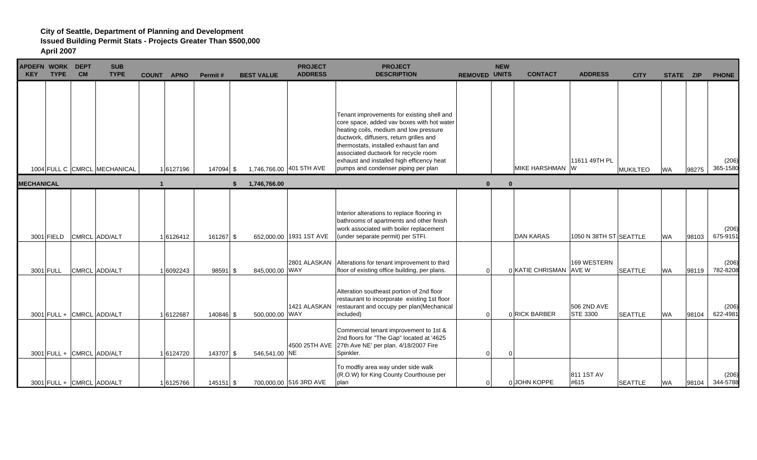**City of Seattle, Department of Planning and Development**
**Issued Building Permit Stats - Projects Greater Than $500,000**
**April 2007**

| APDEFN KEY | WORK TYPE | DEPT CM | SUB TYPE | COUNT | APNO | Permit # | BEST VALUE | PROJECT ADDRESS | PROJECT DESCRIPTION | REMOVED | NEW UNITS | CONTACT | ADDRESS | CITY | STATE | ZIP | PHONE |
|---|---|---|---|---|---|---|---|---|---|---|---|---|---|---|---|---|---|
| 1004 | FULL C | CMRCL | MECHANICAL | 1 | 6127196 | 147094 | $ 1,746,766.00 | 401 5TH AVE | Tenant improvements for existing shell and core space, added vav boxes with hot water heating coils, medium and low pressure ductwork, diffusers, return grilles and thermostats, installed exhaust fan and associated ductwork for recycle room exhaust and installed high efficency heat pumps and condenser piping per plan | | | MIKE HARSHMAN | 11611 49TH PL W | MUKILTEO | WA | 98275 | (206) 365-1580 |
| **MECHANICAL** | | | | **1** | | | **$ 1,746,766.00** | | | **0** | **0** | | | | | | |
| 3001 | FIELD | CMRCL | ADD/ALT | 1 | 6126412 | 161267 | $ 652,000.00 | 1931 1ST AVE | Interior alterations to replace flooring in bathrooms of apartments and other finish work associated with boiler replacement (under separate permit) per STFI. | | | DAN KARAS | 1050 N 38TH ST | SEATTLE | WA | 98103 | (206) 675-9151 |
| 3001 | FULL | CMRCL | ADD/ALT | 1 | 6092243 | 98591 | $ 845,000.00 | 2801 ALASKAN WAY | Alterations for tenant improvement to third floor of existing office building, per plans. | 0 | 0 | KATIE CHRISMAN | 169 WESTERN AVE W | SEATTLE | WA | 98119 | (206) 782-8208 |
| 3001 | FULL + | CMRCL | ADD/ALT | 1 | 6122687 | 140846 | $ 500,000.00 | 1421 ALASKAN WAY | Alteration southeast portion of 2nd floor restaurant to incorporate existing 1st floor restaurant and occupy per plan(Mechanical included) | 0 | 0 | RICK BARBER | 506 2ND AVE STE 3300 | SEATTLE | WA | 98104 | (206) 622-4981 |
| 3001 | FULL + | CMRCL | ADD/ALT | 1 | 6124720 | 143707 | $ 546,541.00 | 4500 25TH AVE NE | Commercial tenant improvement to 1st & 2nd floors for "The Gap" located at '4625 27th Ave NE' per plan. 4/18/2007 Fire Spinkler. | 0 | 0 | | | | | | |
| 3001 | FULL + | CMRCL | ADD/ALT | 1 | 6125766 | 145151 | $ 700,000.00 | 516 3RD AVE | To modfiy area way under side walk (R.O.W) for King County Courthouse per plan | 0 | 0 | JOHN KOPPE | 811 1ST AV #615 | SEATTLE | WA | 98104 | (206) 344-5788 |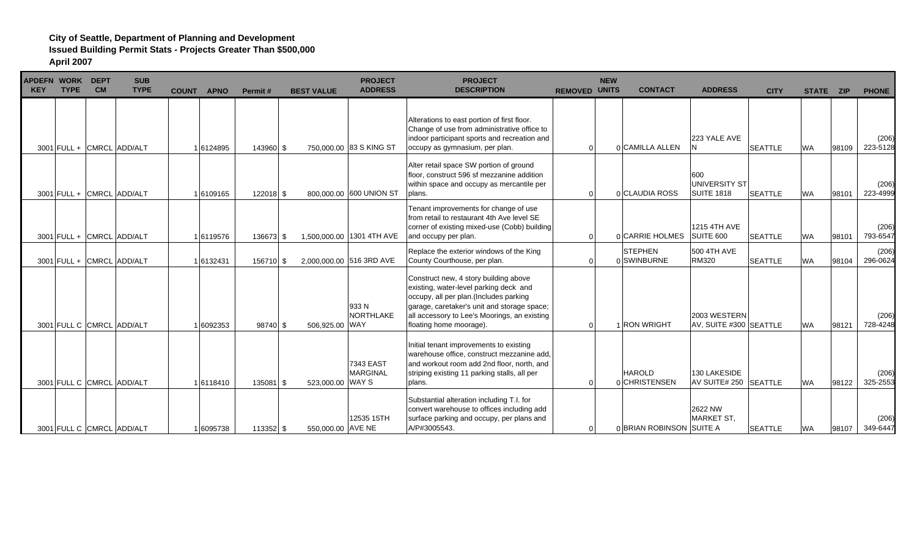**City of Seattle, Department of Planning and Development**
**Issued Building Permit Stats - Projects Greater Than $500,000**
**April 2007**

| APDEFN KEY | WORK TYPE | DEPT CM | SUB TYPE | COUNT | APNO | Permit # | BEST VALUE | PROJECT ADDRESS | PROJECT DESCRIPTION | REMOVED | NEW UNITS | CONTACT | ADDRESS | CITY | STATE | ZIP | PHONE |
|---|---|---|---|---|---|---|---|---|---|---|---|---|---|---|---|---|---|
| 3001 | FULL + | CMRCL | ADD/ALT | 1 | 6124895 | 143960 | $ 750,000.00 | 83 S KING ST | Alterations to east portion of first floor. Change of use from administrative office to indoor participant sports and recreation and occupy as gymnasium, per plan. | 0 | 0 | CAMILLA ALLEN | 223 YALE AVE N | SEATTLE | WA | 98109 | (206) 223-5128 |
| 3001 | FULL + | CMRCL | ADD/ALT | 1 | 6109165 | 122018 | $ 800,000.00 | 600 UNION ST | Alter retail space SW portion of ground floor, construct 596 sf mezzanine addition within space and occupy as mercantile per plans. | 0 | 0 | CLAUDIA ROSS | 600 UNIVERSITY ST SUITE 1818 | SEATTLE | WA | 98101 | (206) 223-4999 |
| 3001 | FULL + | CMRCL | ADD/ALT | 1 | 6119576 | 136673 | $ 1,500,000.00 | 1301 4TH AVE | Tenant improvements for change of use from retail to restaurant 4th Ave level SE corner of existing mixed-use (Cobb) building and occupy per plan. | 0 | 0 | CARRIE HOLMES | 1215 4TH AVE SUITE 600 | SEATTLE | WA | 98101 | (206) 793-6547 |
| 3001 | FULL + | CMRCL | ADD/ALT | 1 | 6132431 | 156710 | $ 2,000,000.00 | 516 3RD AVE | Replace the exterior windows of the King County Courthouse, per plan. | 0 | 0 | STEPHEN SWINBURNE | 500 4TH AVE RM320 | SEATTLE | WA | 98104 | (206) 296-0624 |
| 3001 | FULL C | CMRCL | ADD/ALT | 1 | 6092353 | 98740 | $ 506,925.00 | 933 N NORTHLAKE WAY | Construct new, 4 story building above existing, water-level parking deck and occupy, all per plan.(Includes parking garage, caretaker's unit and storage space; all accessory to Lee's Moorings, an existing floating home moorage). | 0 | 1 | RON WRIGHT | 2003 WESTERN AV, SUITE #300 | SEATTLE | WA | 98121 | (206) 728-4248 |
| 3001 | FULL C | CMRCL | ADD/ALT | 1 | 6118410 | 135081 | $ 523,000.00 | 7343 EAST MARGINAL WAY S | Initial tenant improvements to existing warehouse office, construct mezzanine add, and workout room add 2nd floor, north, and striping existing 11 parking stalls, all per plans. | 0 | 0 | HAROLD CHRISTENSEN | 130 LAKESIDE AV SUITE# 250 | SEATTLE | WA | 98122 | (206) 325-2553 |
| 3001 | FULL C | CMRCL | ADD/ALT | 1 | 6095738 | 113352 | $ 550,000.00 | 12535 15TH AVE NE | Substantial alteration including T.I. for convert warehouse to offices including add surface parking and occupy, per plans and A/P#3005543. | 0 | 0 | BRIAN ROBINSON | 2622 NW MARKET ST, SUITE A | SEATTLE | WA | 98107 | (206) 349-6447 |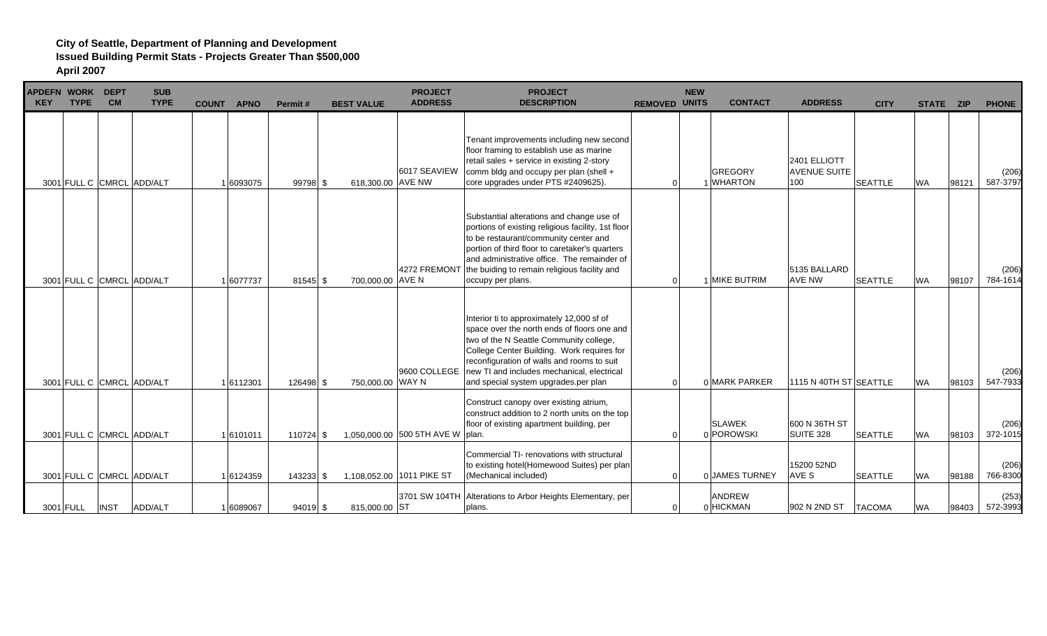**City of Seattle, Department of Planning and Development**
**Issued Building Permit Stats - Projects Greater Than $500,000**
**April 2007**

| APDEFN KEY | WORK TYPE | DEPT CM | SUB TYPE | COUNT | APNO | Permit # | BEST VALUE | PROJECT ADDRESS | PROJECT DESCRIPTION | REMOVED | NEW UNITS | CONTACT | ADDRESS | CITY | STATE | ZIP | PHONE |
|---|---|---|---|---|---|---|---|---|---|---|---|---|---|---|---|---|---|
| 3001 | FULL C | CMRCL | ADD/ALT | 1 | 6093075 | 99798 | $ 618,300.00 | 6017 SEAVIEW AVE NW | Tenant improvements including new second floor framing to establish use as marine retail sales + service in existing 2-story comm bldg and occupy per plan (shell + core upgrades under PTS #2409625). | 0 | 1 | GREGORY WHARTON | 2401 ELLIOTT AVENUE SUITE 100 | SEATTLE | WA | 98121 | (206) 587-3797 |
| 3001 | FULL C | CMRCL | ADD/ALT | 1 | 6077737 | 81545 | $ 700,000.00 | 4272 FREMONT AVE N | Substantial alterations and change use of portions of existing religious facility, 1st floor to be restaurant/community center and portion of third floor to caretaker's quarters and administrative office. The remainder of the buiding to remain religious facility and occupy per plans. | 0 | 1 | MIKE BUTRIM | 5135 BALLARD AVE NW | SEATTLE | WA | 98107 | (206) 784-1614 |
| 3001 | FULL C | CMRCL | ADD/ALT | 1 | 6112301 | 126498 | $ 750,000.00 | 9600 COLLEGE WAY N | Interior ti to approximately 12,000 sf of space over the north ends of floors one and two of the N Seattle Community college, College Center Building. Work requires for reconfiguration of walls and rooms to suit new TI and includes mechanical, electrical and special system upgrades.per plan | 0 | 0 | MARK PARKER | 1115 N 40TH ST | SEATTLE | WA | 98103 | (206) 547-7933 |
| 3001 | FULL C | CMRCL | ADD/ALT | 1 | 6101011 | 110724 | $ 1,050,000.00 | 500 5TH AVE W | Construct canopy over existing atrium, construct addition to 2 north units on the top floor of existing apartment building, per plan. | 0 | 0 | SLAWEK POROWSKI | 600 N 36TH ST SUITE 328 | SEATTLE | WA | 98103 | (206) 372-1015 |
| 3001 | FULL C | CMRCL | ADD/ALT | 1 | 6124359 | 143233 | $ 1,108,052.00 | 1011 PIKE ST | Commercial TI- renovations with structural to existing hotel(Homewood Suites) per plan (Mechanical included) | 0 | 0 | JAMES TURNEY | 15200 52ND AVE S | SEATTLE | WA | 98188 | (206) 766-8300 |
| 3001 | FULL | INST | ADD/ALT | 1 | 6089067 | 94019 | $ 815,000.00 | 3701 SW 104TH ST | Alterations to Arbor Heights Elementary, per plans. | 0 | 0 | ANDREW HICKMAN | 902 N 2ND ST | TACOMA | WA | 98403 | (253) 572-3993 |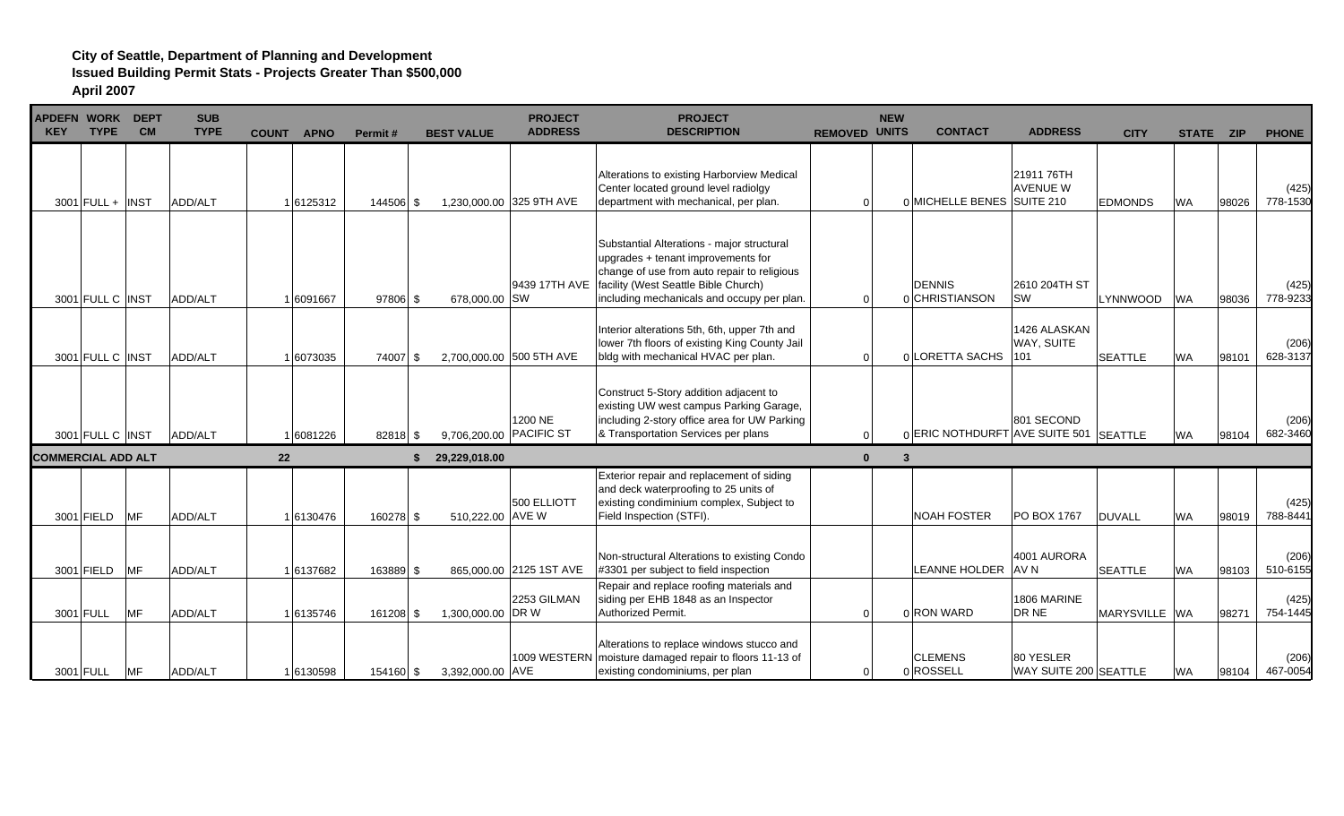**City of Seattle, Department of Planning and Development**
**Issued Building Permit Stats - Projects Greater Than $500,000**
**April 2007**

| APDEFN KEY | WORK TYPE | DEPT CM | SUB TYPE | COUNT | APNO | Permit # | BEST VALUE | PROJECT ADDRESS | PROJECT DESCRIPTION | REMOVED | NEW UNITS | CONTACT | ADDRESS | CITY | STATE | ZIP | PHONE |
|---|---|---|---|---|---|---|---|---|---|---|---|---|---|---|---|---|---|
| 3001 | FULL + | INST | ADD/ALT | 1 | 6125312 | 144506 | $ 1,230,000.00 | 325 9TH AVE | Alterations to existing Harborview Medical Center located ground level radiolgy department with mechanical, per plan. | 0 | 0 | MICHELLE BENES | 21911 76TH AVENUE W SUITE 210 | EDMONDS | WA | 98026 | (425) 778-1530 |
| 3001 | FULL C | INST | ADD/ALT | 1 | 6091667 | 97806 | $ 678,000.00 | 9439 17TH AVE SW | Substantial Alterations - major structural upgrades + tenant improvements for change of use from auto repair to religious facility (West Seattle Bible Church) including mechanicals and occupy per plan. | 0 | 0 | DENNIS CHRISTIANSON | 2610 204TH ST SW | LYNNWOOD | WA | 98036 | (425) 778-9233 |
| 3001 | FULL C | INST | ADD/ALT | 1 | 6073035 | 74007 | $ 2,700,000.00 | 500 5TH AVE | Interior alterations 5th, 6th, upper 7th and lower 7th floors of existing King County Jail bldg with mechanical HVAC per plan. | 0 | 0 | LORETTA SACHS | 1426 ALASKAN WAY, SUITE 101 | SEATTLE | WA | 98101 | (206) 628-3137 |
| 3001 | FULL C | INST | ADD/ALT | 1 | 6081226 | 82818 | $ 9,706,200.00 | 1200 NE PACIFIC ST | Construct 5-Story addition adjacent to existing UW west campus Parking Garage, including 2-story office area for UW Parking & Transportation Services per plans | 0 | 0 | ERIC NOTHDURFT | 801 SECOND AVE SUITE 501 | SEATTLE | WA | 98104 | (206) 682-3460 |
| **COMMERCIAL ADD ALT** | | | | **22** | | | **$ 29,229,018.00** | | | **0** | **3** | | | | | | |
| 3001 | FIELD | MF | ADD/ALT | 1 | 6130476 | 160278 | $ 510,222.00 | 500 ELLIOTT AVE W | Exterior repair and replacement of siding and deck waterproofing to 25 units of existing condiminium complex, Subject to Field Inspection (STFI). | | | NOAH FOSTER | PO BOX 1767 | DUVALL | WA | 98019 | (425) 788-8441 |
| 3001 | FIELD | MF | ADD/ALT | 1 | 6137682 | 163889 | $ 865,000.00 | 2125 1ST AVE | Non-structural Alterations to existing Condo #3301 per subject to field inspection | | | LEANNE HOLDER | 4001 AURORA AV N | SEATTLE | WA | 98103 | (206) 510-6155 |
| 3001 | FULL | MF | ADD/ALT | 1 | 6135746 | 161208 | $ 1,300,000.00 | 2253 GILMAN DR W | Repair and replace roofing materials and siding per EHB 1848 as an Inspector Authorized Permit. | 0 | 0 | RON WARD | 1806 MARINE DR NE | MARYSVILLE | WA | 98271 | (425) 754-1445 |
| 3001 | FULL | MF | ADD/ALT | 1 | 6130598 | 154160 | $ 3,392,000.00 | 1009 WESTERN AVE | Alterations to replace windows stucco and moisture damaged repair to floors 11-13 of existing condominiums, per plan | 0 | 0 | CLEMENS ROSSELL | 80 YESLER WAY SUITE 200 | SEATTLE | WA | 98104 | (206) 467-0054 |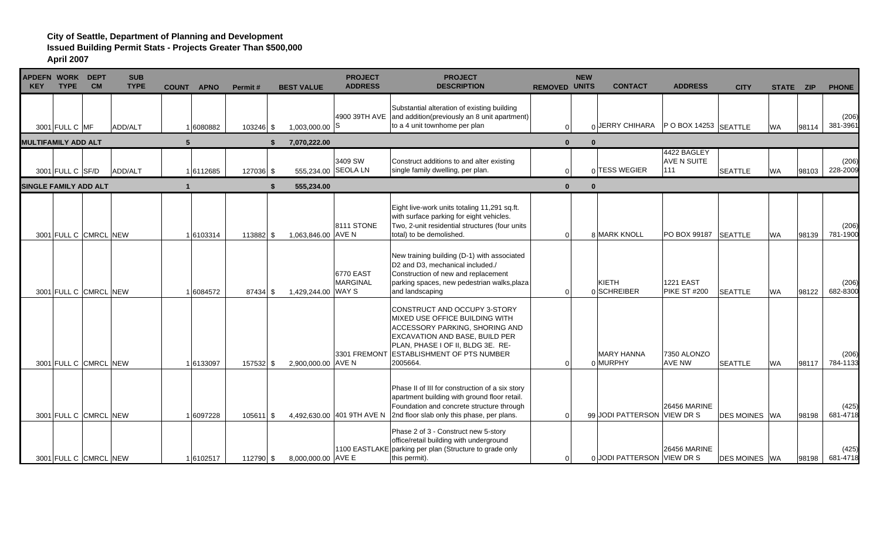**City of Seattle, Department of Planning and Development**
**Issued Building Permit Stats - Projects Greater Than $500,000**
**April 2007**

| APDEFN KEY | WORK TYPE | DEPT CM | SUB TYPE | COUNT | APNO | Permit # | BEST VALUE | PROJECT ADDRESS | PROJECT DESCRIPTION | REMOVED | NEW UNITS | CONTACT | ADDRESS | CITY | STATE | ZIP | PHONE |
|---|---|---|---|---|---|---|---|---|---|---|---|---|---|---|---|---|---|
| 3001 | FULL C | MF | ADD/ALT | 1 | 6080882 | 103246 | $ 1,003,000.00 | 4900 39TH AVE S | Substantial alteration of existing building and addition(previously an 8 unit apartment) to a 4 unit townhome per plan | 0 | 0 | JERRY CHIHARA | P O BOX 14253 | SEATTLE | WA | 98114 | (206) 381-3961 |
| **MULTIFAMILY ADD ALT** | | | | **5** | | | **$ 7,070,222.00** | | | **0** | **0** | | | | | | |
| 3001 | FULL C | SF/D | ADD/ALT | 1 | 6112685 | 127036 | $ 555,234.00 | 3409 SW SEOLA LN | Construct additions to and alter existing single family dwelling, per plan. | 0 | 0 | TESS WEGIER | 4422 BAGLEY AVE N SUITE 111 | SEATTLE | WA | 98103 | (206) 228-2009 |
| **SINGLE FAMILY ADD ALT** | | | | **1** | | | **$ 555,234.00** | | | **0** | **0** | | | | | | |
| 3001 | FULL C | CMRCL | NEW | 1 | 6103314 | 113882 | $ 1,063,846.00 | 8111 STONE AVE N | Eight live-work units totaling 11,291 sq.ft. with surface parking for eight vehicles. Two, 2-unit residential structures (four units total) to be demolished. | 0 | 8 | MARK KNOLL | PO BOX 99187 | SEATTLE | WA | 98139 | (206) 781-1900 |
| 3001 | FULL C | CMRCL | NEW | 1 | 6084572 | 87434 | $ 1,429,244.00 | 6770 EAST MARGINAL WAY S | New training building (D-1) with associated D2 and D3, mechanical included./ Construction of new and replacement parking spaces, new pedestrian walks,plaza and landscaping | 0 | 0 | KIETH SCHREIBER | 1221 EAST PIKE ST #200 | SEATTLE | WA | 98122 | (206) 682-8300 |
| 3001 | FULL C | CMRCL | NEW | 1 | 6133097 | 157532 | $ 2,900,000.00 | 3301 FREMONT AVE N | CONSTRUCT AND OCCUPY 3-STORY MIXED USE OFFICE BUILDING WITH ACCESSORY PARKING, SHORING AND EXCAVATION AND BASE, BUILD PER PLAN, PHASE I OF II, BLDG 3E. RE-ESTABLISHMENT OF PTS NUMBER 2005664. | 0 | 0 | MARY HANNA MURPHY | 7350 ALONZO AVE NW | SEATTLE | WA | 98117 | (206) 784-1133 |
| 3001 | FULL C | CMRCL | NEW | 1 | 6097228 | 105611 | $ 4,492,630.00 | 401 9TH AVE N | Phase II of III for construction of a six story apartment building with ground floor retail. Foundation and concrete structure through 2nd floor slab only this phase, per plans. | 0 | 99 | JODI PATTERSON | 26456 MARINE VIEW DR S | DES MOINES | WA | 98198 | (425) 681-4718 |
| 3001 | FULL C | CMRCL | NEW | 1 | 6102517 | 112790 | $ 8,000,000.00 | 1100 EASTLAKE AVE E | Phase 2 of 3 - Construct new 5-story office/retail building with underground parking per plan (Structure to grade only this permit). | 0 | 0 | JODI PATTERSON | 26456 MARINE VIEW DR S | DES MOINES | WA | 98198 | (425) 681-4718 |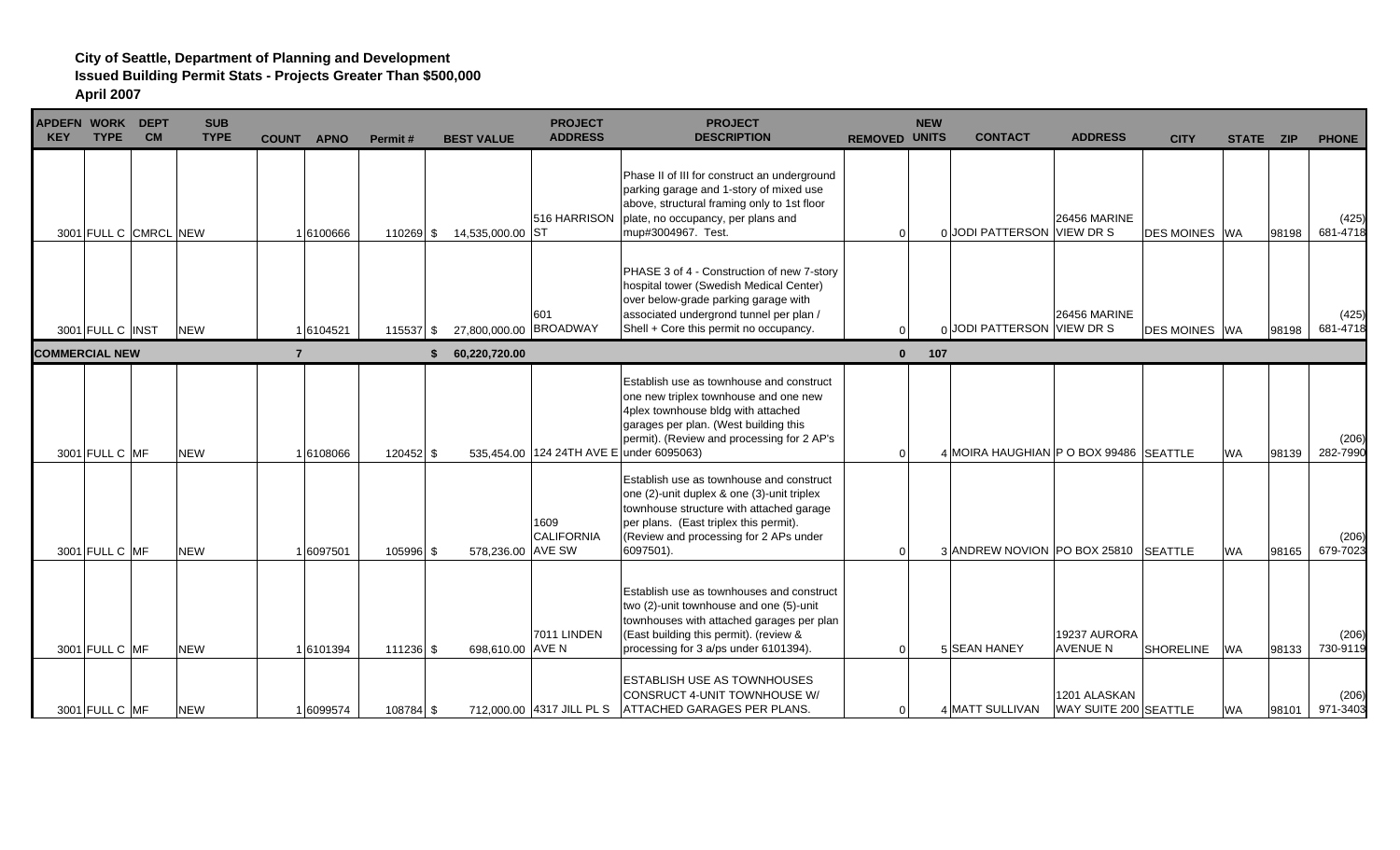**City of Seattle, Department of Planning and Development**
**Issued Building Permit Stats - Projects Greater Than $500,000**
**April 2007**

| APDEFN KEY | WORK TYPE | DEPT CM | SUB TYPE | COUNT | APNO | Permit # | BEST VALUE | PROJECT ADDRESS | PROJECT DESCRIPTION | REMOVED | NEW UNITS | CONTACT | ADDRESS | CITY | STATE | ZIP | PHONE |
|---|---|---|---|---|---|---|---|---|---|---|---|---|---|---|---|---|---|
| 3001 | FULL C | CMRCL | NEW | 1 | 6100666 | 110269 | $ 14,535,000.00 | 516 HARRISON ST | Phase II of III for construct an underground parking garage and 1-story of mixed use above, structural framing only to 1st floor plate, no occupancy, per plans and mup#3004967. Test. | 0 | 0 | JODI PATTERSON | 26456 MARINE VIEW DR S | DES MOINES | WA | 98198 | (425) 681-4718 |
| 3001 | FULL C | INST | NEW | 1 | 6104521 | 115537 | $ 27,800,000.00 | 601 BROADWAY | PHASE 3 of 4 - Construction of new 7-story hospital tower (Swedish Medical Center) over below-grade parking garage with associated undergrond tunnel per plan / Shell + Core this permit no occupancy. | 0 | 0 | JODI PATTERSON | 26456 MARINE VIEW DR S | DES MOINES | WA | 98198 | (425) 681-4718 |
| **COMMERCIAL NEW** | | | | **7** | | | **$ 60,220,720.00** | | | **0** | **107** | | | | | | |
| 3001 | FULL C | MF | NEW | 1 | 6108066 | 120452 | $ 535,454.00 | 124 24TH AVE E | Establish use as townhouse and construct one new triplex townhouse and one new 4plex townhouse bldg with attached garages per plan. (West building this permit). (Review and processing for 2 AP's under 6095063) | 0 | 4 | MOIRA HAUGHIAN | P O BOX 99486 | SEATTLE | WA | 98139 | (206) 282-7990 |
| 3001 | FULL C | MF | NEW | 1 | 6097501 | 105996 | $ 578,236.00 | 1609 CALIFORNIA AVE SW | Establish use as townhouse and construct one (2)-unit duplex & one (3)-unit triplex townhouse structure with attached garage per plans. (East triplex this permit). (Review and processing for 2 APs under 6097501). | 0 | 3 | ANDREW NOVION | PO BOX 25810 | SEATTLE | WA | 98165 | (206) 679-7023 |
| 3001 | FULL C | MF | NEW | 1 | 6101394 | 111236 | $ 698,610.00 | 7011 LINDEN AVE N | Establish use as townhouses and construct two (2)-unit townhouse and one (5)-unit townhouses with attached garages per plan (East building this permit). (review & processing for 3 a/ps under 6101394). | 0 | 5 | SEAN HANEY | 19237 AURORA AVENUE N | SHORELINE | WA | 98133 | (206) 730-9119 |
| 3001 | FULL C | MF | NEW | 1 | 6099574 | 108784 | $ 712,000.00 | 4317 JILL PL S | ESTABLISH USE AS TOWNHOUSES CONSRUCT 4-UNIT TOWNHOUSE W/ ATTACHED GARAGES PER PLANS. | 0 | 4 | MATT SULLIVAN | 1201 ALASKAN WAY SUITE 200 | SEATTLE | WA | 98101 | (206) 971-3403 |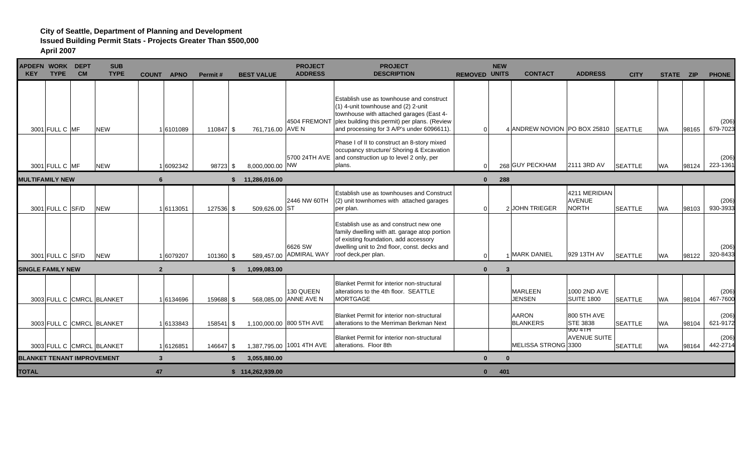**City of Seattle, Department of Planning and Development**
**Issued Building Permit Stats - Projects Greater Than $500,000**
**April 2007**

| APDEFN KEY | WORK TYPE | DEPT CM | SUB TYPE | COUNT | APNO | Permit # | BEST VALUE | PROJECT ADDRESS | PROJECT DESCRIPTION | REMOVED | NEW UNITS | CONTACT | ADDRESS | CITY | STATE | ZIP | PHONE |
|---|---|---|---|---|---|---|---|---|---|---|---|---|---|---|---|---|---|
| 3001 | FULL C | MF | NEW | 1 | 6101089 | 110847 | $ 761,716.00 | 4504 FREMONT AVE N | Establish use as townhouse and construct (1) 4-unit townhouse and (2) 2-unit townhouse with attached garages (East 4-plex building this permit) per plans. (Review and processing for 3 A/P's under 6096611). | 0 | 4 | ANDREW NOVION | PO BOX 25810 | SEATTLE | WA | 98165 | (206) 679-7023 |
| 3001 | FULL C | MF | NEW | 1 | 6092342 | 98723 | $ 8,000,000.00 | 5700 24TH AVE NW | Phase I of II to construct an 8-story mixed occupancy structure/ Shoring & Excavation and construction up to level 2 only, per plans. | 0 | 268 | GUY PECKHAM | 2111 3RD AV | SEATTLE | WA | 98124 | (206) 223-1361 |
| **MULTIFAMILY NEW** | | | | **6** | | | **$ 11,286,016.00** | | | **0** | **288** | | | | | | |
| 3001 | FULL C | SF/D | NEW | 1 | 6113051 | 127536 | $ 509,626.00 | 2446 NW 60TH ST | Establish use as townhouses and Construct (2) unit townhomes with attached garages per plan. | 0 | 2 | JOHN TRIEGER | 4211 MERIDIAN AVENUE NORTH | SEATTLE | WA | 98103 | (206) 930-3933 |
| 3001 | FULL C | SF/D | NEW | 1 | 6079207 | 101360 | $ 589,457.00 | 6626 SW ADMIRAL WAY | Establish use as and construct new one family dwelling with att. garage atop portion of existing foundation, add accessory dwelling unit to 2nd floor, const. decks and roof deck,per plan. | 0 | 1 | MARK DANIEL | 929 13TH AV | SEATTLE | WA | 98122 | (206) 320-8433 |
| **SINGLE FAMILY NEW** | | | | **2** | | | **$ 1,099,083.00** | | | **0** | **3** | | | | | | |
| 3003 | FULL C | CMRCL | BLANKET | 1 | 6134696 | 159688 | $ 568,085.00 | 130 QUEEN ANNE AVE N | Blanket Permit for interior non-structural alterations to the 4th floor. SEATTLE MORTGAGE | | | MARLEEN JENSEN | 1000 2ND AVE SUITE 1800 | SEATTLE | WA | 98104 | (206) 467-7600 |
| 3003 | FULL C | CMRCL | BLANKET | 1 | 6133843 | 158541 | $ 1,100,000.00 | 800 5TH AVE | Blanket Permit for interior non-structural alterations to the Merriman Berkman Next | | | AARON BLANKERS | 800 5TH AVE STE 3838 | SEATTLE | WA | 98104 | (206) 621-9172 |
| 3003 | FULL C | CMRCL | BLANKET | 1 | 6126851 | 146647 | $ 1,387,795.00 | 1001 4TH AVE | Blanket Permit for interior non-structural alterations. Floor 8th | | | MELISSA STRONG | 900 4TH AVENUE SUITE 3300 | SEATTLE | WA | 98164 | (206) 442-2714 |
| **BLANKET TENANT IMPROVEMENT** | | | | **3** | | | **$ 3,055,880.00** | | | **0** | **0** | | | | | | |
| **TOTAL** | | | | **47** | | | **$ 114,262,939.00** | | | **0** | **401** | | | | | | |